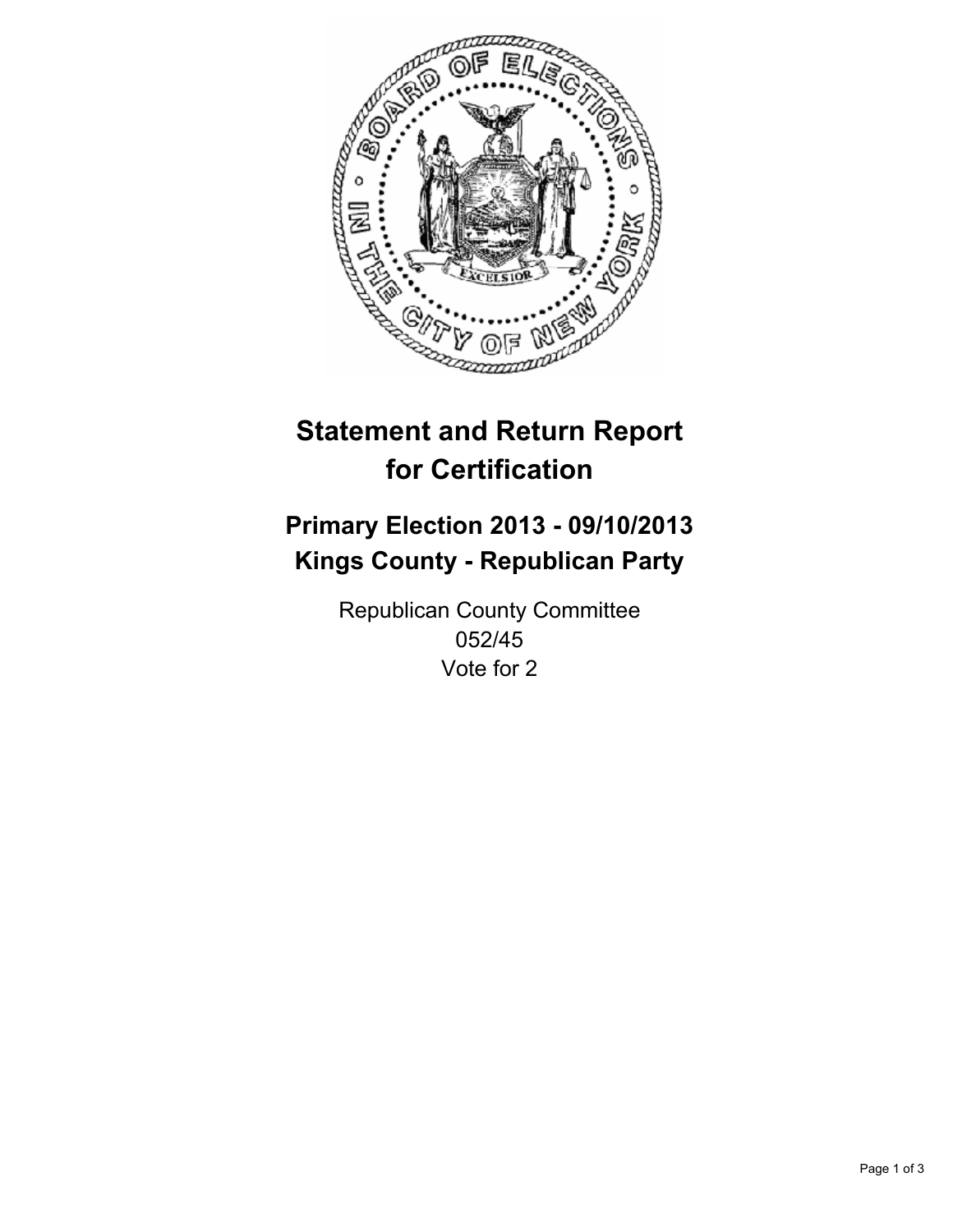# Statement and Return Report for Certification

## Primary Election 2013 - 09/10/2013
## Kings County - Republican Party

Republican County Committee
052/45
Vote for 2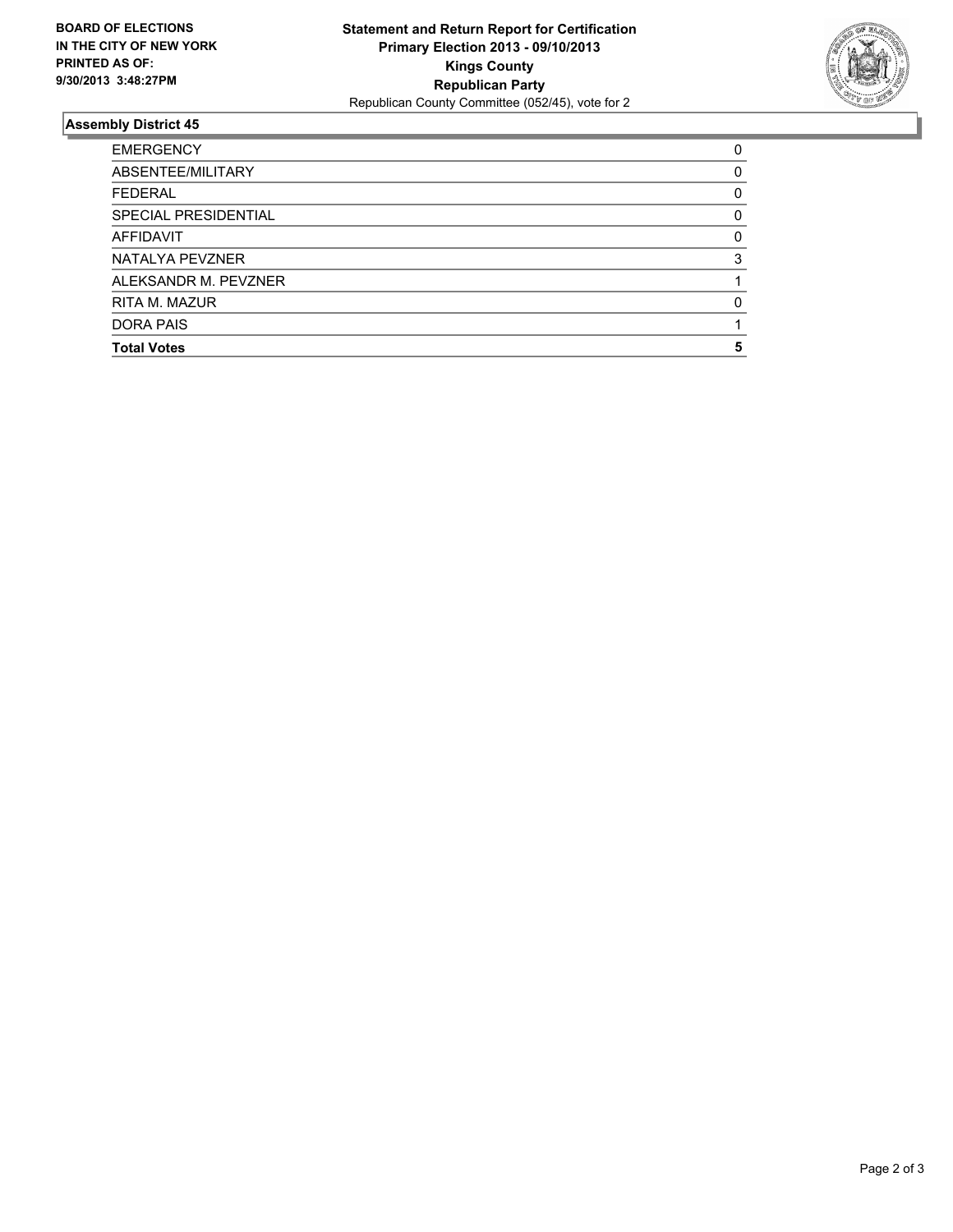**BOARD OF ELECTIONS IN THE CITY OF NEW YORK PRINTED AS OF: 9/30/2013 3:48:27PM**

# Statement and Return Report for Certification
## Primary Election 2013 - 09/10/2013
## Kings County
## Republican Party
Republican County Committee (052/45), vote for 2

### Assembly District 45

| | |
|---|---|
| EMERGENCY | 0 |
| ABSENTEE/MILITARY | 0 |
| FEDERAL | 0 |
| SPECIAL PRESIDENTIAL | 0 |
| AFFIDAVIT | 0 |
| NATALYA PEVZNER | 3 |
| ALEKSANDR M. PEVZNER | 1 |
| RITA M. MAZUR | 0 |
| DORA PAIS | 1 |
| **Total Votes** | **5** |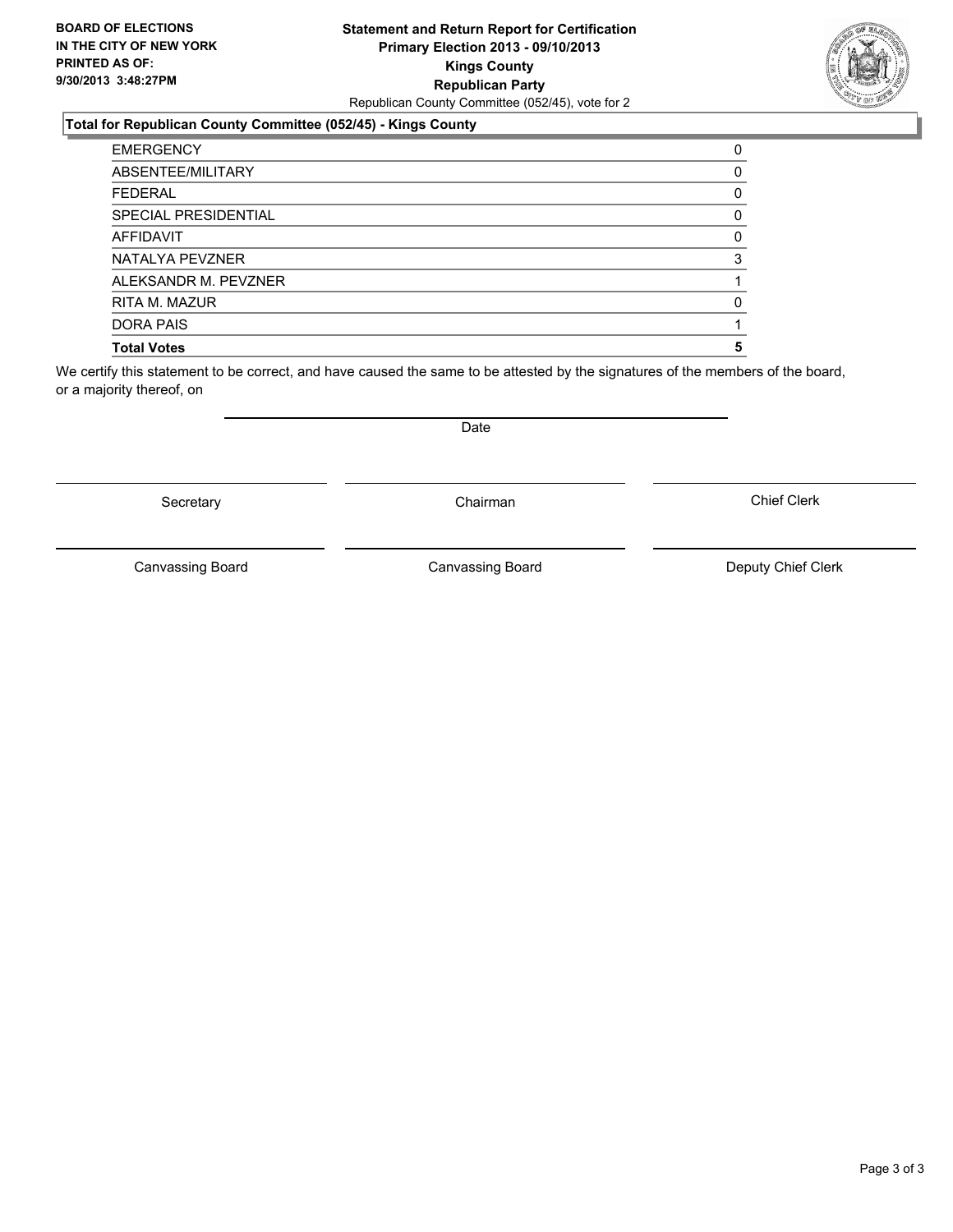**BOARD OF ELECTIONS**
**IN THE CITY OF NEW YORK**
**PRINTED AS OF:**
**9/30/2013 3:48:27PM**

**Statement and Return Report for Certification**
**Primary Election 2013 - 09/10/2013**
**Kings County**
**Republican Party**
Republican County Committee (052/45), vote for 2

### Total for Republican County Committee (052/45) - Kings County

| | |
|---|---|
| EMERGENCY | 0 |
| ABSENTEE/MILITARY | 0 |
| FEDERAL | 0 |
| SPECIAL PRESIDENTIAL | 0 |
| AFFIDAVIT | 0 |
| NATALYA PEVZNER | 3 |
| ALEKSANDR M. PEVZNER | 1 |
| RITA M. MAZUR | 0 |
| DORA PAIS | 1 |
| **Total Votes** | **5** |

We certify this statement to be correct, and have caused the same to be attested by the signatures of the members of the board, or a majority thereof, on

Date

Secretary | Chairman | Chief Clerk

Canvassing Board | Canvassing Board | Deputy Chief Clerk